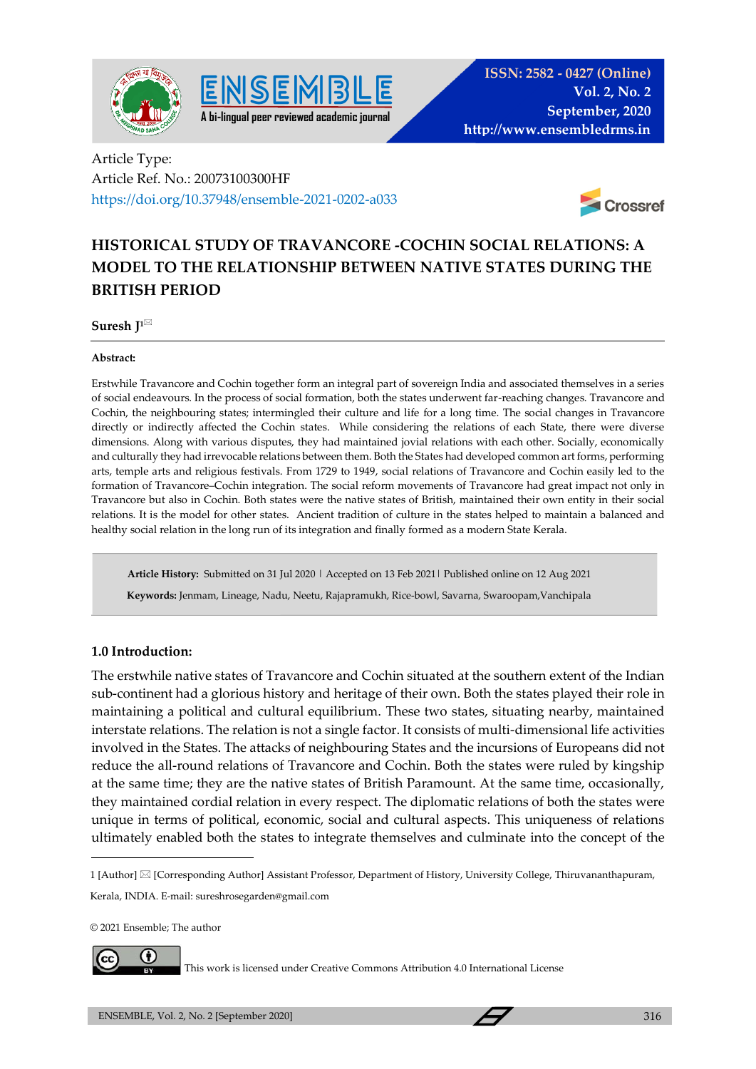Article Type:
Article Ref. No.: 20073100300HF
https://doi.org/10.37948/ensemble-2021-0202-a033

# HISTORICAL STUDY OF TRAVANCORE -COCHIN SOCIAL RELATIONS: A MODEL TO THE RELATIONSHIP BETWEEN NATIVE STATES DURING THE BRITISH PERIOD

**Suresh J[1]**

**Abstract:**

Erstwhile Travancore and Cochin together form an integral part of sovereign India and associated themselves in a series of social endeavours. In the process of social formation, both the states underwent far-reaching changes. Travancore and Cochin, the neighbouring states; intermingled their culture and life for a long time. The social changes in Travancore directly or indirectly affected the Cochin states. While considering the relations of each State, there were diverse dimensions. Along with various disputes, they had maintained jovial relations with each other. Socially, economically and culturally they had irrevocable relations between them. Both the States had developed common art forms, performing arts, temple arts and religious festivals. From 1729 to 1949, social relations of Travancore and Cochin easily led to the formation of Travancore–Cochin integration. The social reform movements of Travancore had great impact not only in Travancore but also in Cochin. Both states were the native states of British, maintained their own entity in their social relations. It is the model for other states. Ancient tradition of culture in the states helped to maintain a balanced and healthy social relation in the long run of its integration and finally formed as a modern State Kerala.

**Article History:** Submitted on 31 Jul 2020 | Accepted on 13 Feb 2021 | Published online on 12 Aug 2021

**Keywords:** Jenmam, Lineage, Nadu, Neetu, Rajapramukh, Rice-bowl, Savarna, Swaroopam,Vanchipala

## 1.0 Introduction:

The erstwhile native states of Travancore and Cochin situated at the southern extent of the Indian sub-continent had a glorious history and heritage of their own. Both the states played their role in maintaining a political and cultural equilibrium. These two states, situating nearby, maintained interstate relations. The relation is not a single factor. It consists of multi-dimensional life activities involved in the States. The attacks of neighbouring States and the incursions of Europeans did not reduce the all-round relations of Travancore and Cochin. Both the states were ruled by kingship at the same time; they are the native states of British Paramount. At the same time, occasionally, they maintained cordial relation in every respect. The diplomatic relations of both the states were unique in terms of political, economic, social and cultural aspects. This uniqueness of relations ultimately enabled both the states to integrate themselves and culminate into the concept of the

---

1 [Author] ✉ [Corresponding Author] Assistant Professor, Department of History, University College, Thiruvananthapuram, Kerala, INDIA. E-mail: sureshrosegarden@gmail.com

© 2021 Ensemble; The author

This work is licensed under Creative Commons Attribution 4.0 International License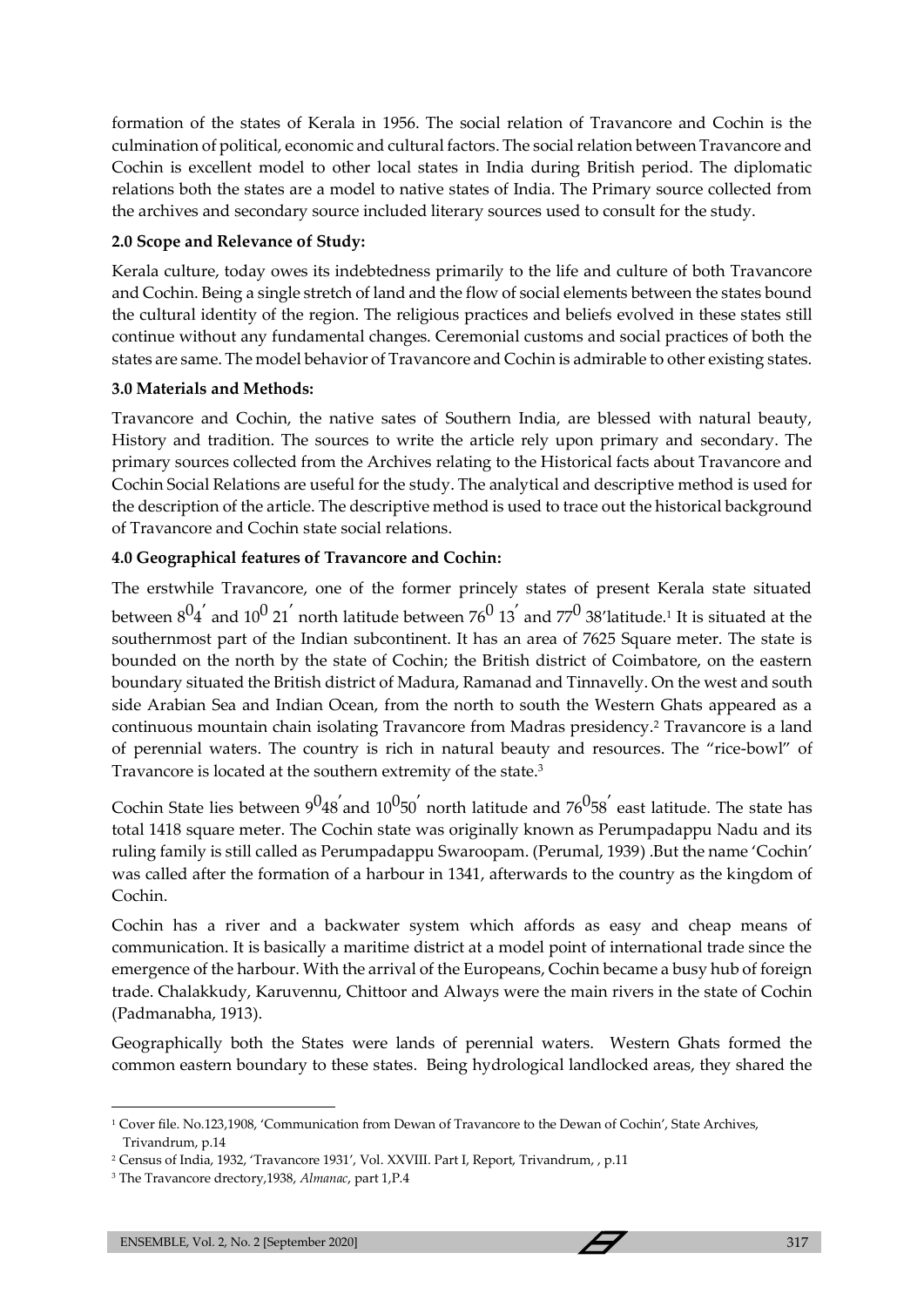formation of the states of Kerala in 1956. The social relation of Travancore and Cochin is the culmination of political, economic and cultural factors. The social relation between Travancore and Cochin is excellent model to other local states in India during British period. The diplomatic relations both the states are a model to native states of India. The Primary source collected from the archives and secondary source included literary sources used to consult for the study.

**2.0 Scope and Relevance of Study:**

Kerala culture, today owes its indebtedness primarily to the life and culture of both Travancore and Cochin. Being a single stretch of land and the flow of social elements between the states bound the cultural identity of the region. The religious practices and beliefs evolved in these states still continue without any fundamental changes. Ceremonial customs and social practices of both the states are same. The model behavior of Travancore and Cochin is admirable to other existing states.

**3.0 Materials and Methods:**

Travancore and Cochin, the native sates of Southern India, are blessed with natural beauty, History and tradition. The sources to write the article rely upon primary and secondary. The primary sources collected from the Archives relating to the Historical facts about Travancore and Cochin Social Relations are useful for the study. The analytical and descriptive method is used for the description of the article. The descriptive method is used to trace out the historical background of Travancore and Cochin state social relations.

**4.0 Geographical features of Travancore and Cochin:**

The erstwhile Travancore, one of the former princely states of present Kerala state situated between $8^0 4^{'}$ and $10^0$ $21^{'}$ north latitude between $76^0$ $13^{'}$ and $77^0$ 38'latitude.[1] It is situated at the southernmost part of the Indian subcontinent. It has an area of 7625 Square meter. The state is bounded on the north by the state of Cochin; the British district of Coimbatore, on the eastern boundary situated the British district of Madura, Ramanad and Tinnavelly. On the west and south side Arabian Sea and Indian Ocean, from the north to south the Western Ghats appeared as a continuous mountain chain isolating Travancore from Madras presidency.[2] Travancore is a land of perennial waters. The country is rich in natural beauty and resources. The "rice-bowl" of Travancore is located at the southern extremity of the state.[3]

Cochin State lies between $9^0 48^{'}$ and $10^0 50^{'}$ north latitude and $76^0 58^{'}$ east latitude. The state has total 1418 square meter. The Cochin state was originally known as Perumpadappu Nadu and its ruling family is still called as Perumpadappu Swaroopam. (Perumal, 1939) .But the name 'Cochin' was called after the formation of a harbour in 1341, afterwards to the country as the kingdom of Cochin.

Cochin has a river and a backwater system which affords as easy and cheap means of communication. It is basically a maritime district at a model point of international trade since the emergence of the harbour. With the arrival of the Europeans, Cochin became a busy hub of foreign trade. Chalakkudy, Karuvennu, Chittoor and Always were the main rivers in the state of Cochin (Padmanabha, 1913).

Geographically both the States were lands of perennial waters. Western Ghats formed the common eastern boundary to these states. Being hydrological landlocked areas, they shared the

[1] Cover file. No.123,1908, 'Communication from Dewan of Travancore to the Dewan of Cochin', State Archives, Trivandrum, p.14

[2] Census of India, 1932, 'Travancore 1931', Vol. XXVIII. Part I, Report, Trivandrum, , p.11

[3] The Travancore drectory,1938, *Almanac*, part 1,P.4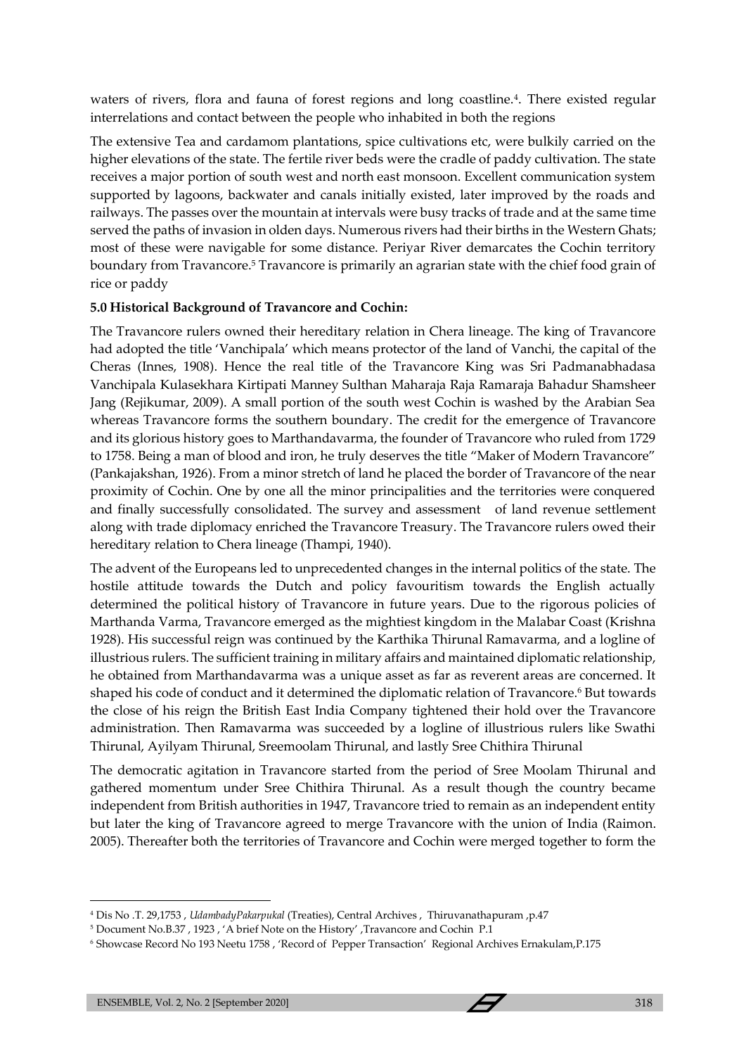waters of rivers, flora and fauna of forest regions and long coastline.[4]. There existed regular interrelations and contact between the people who inhabited in both the regions

The extensive Tea and cardamom plantations, spice cultivations etc, were bulkily carried on the higher elevations of the state. The fertile river beds were the cradle of paddy cultivation. The state receives a major portion of south west and north east monsoon. Excellent communication system supported by lagoons, backwater and canals initially existed, later improved by the roads and railways. The passes over the mountain at intervals were busy tracks of trade and at the same time served the paths of invasion in olden days. Numerous rivers had their births in the Western Ghats; most of these were navigable for some distance. Periyar River demarcates the Cochin territory boundary from Travancore.[5] Travancore is primarily an agrarian state with the chief food grain of rice or paddy

**5.0 Historical Background of Travancore and Cochin:**

The Travancore rulers owned their hereditary relation in Chera lineage. The king of Travancore had adopted the title 'Vanchipala' which means protector of the land of Vanchi, the capital of the Cheras (Innes, 1908). Hence the real title of the Travancore King was Sri Padmanabhadasa Vanchipala Kulasekhara Kirtipati Manney Sulthan Maharaja Raja Ramaraja Bahadur Shamsheer Jang (Rejikumar, 2009). A small portion of the south west Cochin is washed by the Arabian Sea whereas Travancore forms the southern boundary. The credit for the emergence of Travancore and its glorious history goes to Marthandavarma, the founder of Travancore who ruled from 1729 to 1758. Being a man of blood and iron, he truly deserves the title "Maker of Modern Travancore" (Pankajakshan, 1926). From a minor stretch of land he placed the border of Travancore of the near proximity of Cochin. One by one all the minor principalities and the territories were conquered and finally successfully consolidated. The survey and assessment of land revenue settlement along with trade diplomacy enriched the Travancore Treasury. The Travancore rulers owed their hereditary relation to Chera lineage (Thampi, 1940).

The advent of the Europeans led to unprecedented changes in the internal politics of the state. The hostile attitude towards the Dutch and policy favouritism towards the English actually determined the political history of Travancore in future years. Due to the rigorous policies of Marthanda Varma, Travancore emerged as the mightiest kingdom in the Malabar Coast (Krishna 1928). His successful reign was continued by the Karthika Thirunal Ramavarma, and a logline of illustrious rulers. The sufficient training in military affairs and maintained diplomatic relationship, he obtained from Marthandavarma was a unique asset as far as reverent areas are concerned. It shaped his code of conduct and it determined the diplomatic relation of Travancore.[6] But towards the close of his reign the British East India Company tightened their hold over the Travancore administration. Then Ramavarma was succeeded by a logline of illustrious rulers like Swathi Thirunal, Ayilyam Thirunal, Sreemoolam Thirunal, and lastly Sree Chithira Thirunal

The democratic agitation in Travancore started from the period of Sree Moolam Thirunal and gathered momentum under Sree Chithira Thirunal. As a result though the country became independent from British authorities in 1947, Travancore tried to remain as an independent entity but later the king of Travancore agreed to merge Travancore with the union of India (Raimon. 2005). Thereafter both the territories of Travancore and Cochin were merged together to form the

---

[4] Dis No .T. 29,1753 , *UdambadyPakarpukal* (Treaties), Central Archives , Thiruvanathapuram ,p.47

[5] Document No.B.37 , 1923 , 'A brief Note on the History' ,Travancore and Cochin P.1

[6] Showcase Record No 193 Neetu 1758 , 'Record of Pepper Transaction' Regional Archives Ernakulam,P.175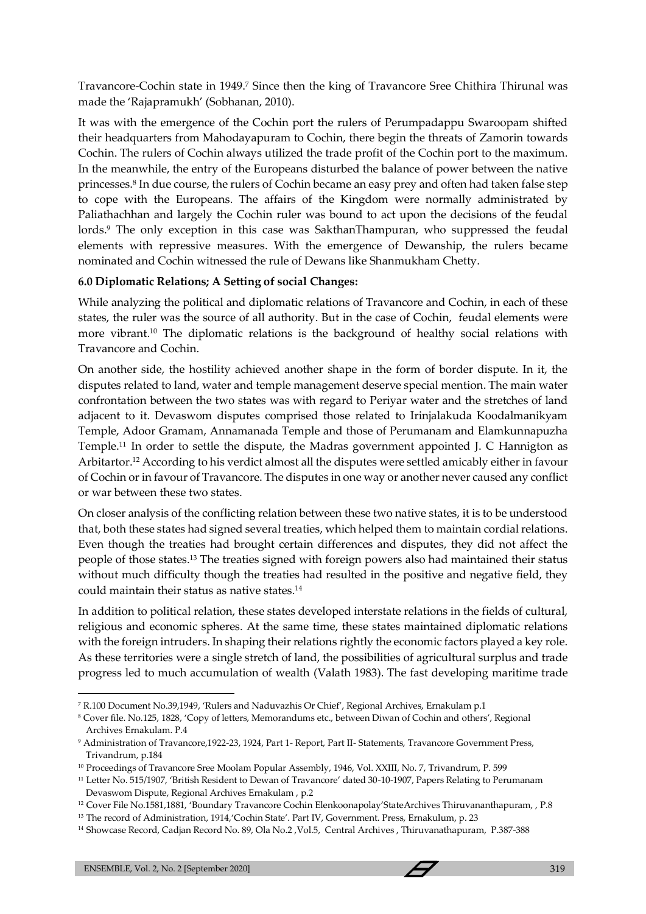Travancore-Cochin state in 1949.[7] Since then the king of Travancore Sree Chithira Thirunal was made the 'Rajapramukh' (Sobhanan, 2010).

It was with the emergence of the Cochin port the rulers of Perumpadappu Swaroopam shifted their headquarters from Mahodayapuram to Cochin, there begin the threats of Zamorin towards Cochin. The rulers of Cochin always utilized the trade profit of the Cochin port to the maximum. In the meanwhile, the entry of the Europeans disturbed the balance of power between the native princesses.[8] In due course, the rulers of Cochin became an easy prey and often had taken false step to cope with the Europeans. The affairs of the Kingdom were normally administrated by Paliathachhan and largely the Cochin ruler was bound to act upon the decisions of the feudal lords.[9] The only exception in this case was SakthanThampuran, who suppressed the feudal elements with repressive measures. With the emergence of Dewanship, the rulers became nominated and Cochin witnessed the rule of Dewans like Shanmukham Chetty.

**6.0 Diplomatic Relations; A Setting of social Changes:**

While analyzing the political and diplomatic relations of Travancore and Cochin, in each of these states, the ruler was the source of all authority. But in the case of Cochin, feudal elements were more vibrant.[10] The diplomatic relations is the background of healthy social relations with Travancore and Cochin.

On another side, the hostility achieved another shape in the form of border dispute. In it, the disputes related to land, water and temple management deserve special mention. The main water confrontation between the two states was with regard to Periyar water and the stretches of land adjacent to it. Devaswom disputes comprised those related to Irinjalakuda Koodalmanikyam Temple, Adoor Gramam, Annamanada Temple and those of Perumanam and Elamkunnapuzha Temple.[11] In order to settle the dispute, the Madras government appointed J. C Hannigton as Arbitartor.[12] According to his verdict almost all the disputes were settled amicably either in favour of Cochin or in favour of Travancore. The disputes in one way or another never caused any conflict or war between these two states.

On closer analysis of the conflicting relation between these two native states, it is to be understood that, both these states had signed several treaties, which helped them to maintain cordial relations. Even though the treaties had brought certain differences and disputes, they did not affect the people of those states.[13] The treaties signed with foreign powers also had maintained their status without much difficulty though the treaties had resulted in the positive and negative field, they could maintain their status as native states.[14]

In addition to political relation, these states developed interstate relations in the fields of cultural, religious and economic spheres. At the same time, these states maintained diplomatic relations with the foreign intruders. In shaping their relations rightly the economic factors played a key role. As these territories were a single stretch of land, the possibilities of agricultural surplus and trade progress led to much accumulation of wealth (Valath 1983). The fast developing maritime trade

---

[7] R.100 Document No.39,1949, 'Rulers and Naduvazhis Or Chief', Regional Archives, Ernakulam p.1

[8] Cover file. No.125, 1828, 'Copy of letters, Memorandums etc., between Diwan of Cochin and others', Regional Archives Ernakulam. P.4

[9] Administration of Travancore,1922-23, 1924, Part 1- Report, Part II- Statements, Travancore Government Press, Trivandrum, p.184

[10] Proceedings of Travancore Sree Moolam Popular Assembly, 1946, Vol. XXIII, No. 7, Trivandrum, P. 599

[11] Letter No. 515/1907, 'British Resident to Dewan of Travancore' dated 30-10-1907, Papers Relating to Perumanam Devaswom Dispute, Regional Archives Ernakulam , p.2

[12] Cover File No.1581,1881, 'Boundary Travancore Cochin Elenkoonapolay'StateArchives Thiruvananthapuram, , P.8

[13] The record of Administration, 1914,'Cochin State'. Part IV, Government. Press, Ernakulum, p. 23

[14] Showcase Record, Cadjan Record No. 89, Ola No.2 ,Vol.5, Central Archives , Thiruvanathapuram, P.387-388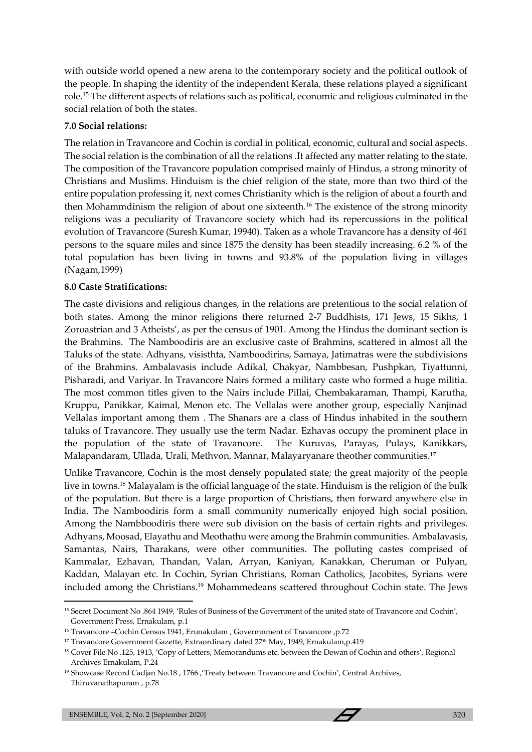with outside world opened a new arena to the contemporary society and the political outlook of the people. In shaping the identity of the independent Kerala, these relations played a significant role.[15] The different aspects of relations such as political, economic and religious culminated in the social relation of both the states.

### 7.0 Social relations:

The relation in Travancore and Cochin is cordial in political, economic, cultural and social aspects. The social relation is the combination of all the relations .It affected any matter relating to the state. The composition of the Travancore population comprised mainly of Hindus, a strong minority of Christians and Muslims. Hinduism is the chief religion of the state, more than two third of the entire population professing it, next comes Christianity which is the religion of about a fourth and then Mohammdinism the religion of about one sixteenth.[16] The existence of the strong minority religions was a peculiarity of Travancore society which had its repercussions in the political evolution of Travancore (Suresh Kumar, 19940). Taken as a whole Travancore has a density of 461 persons to the square miles and since 1875 the density has been steadily increasing. 6.2 % of the total population has been living in towns and 93.8% of the population living in villages (Nagam,1999)

### 8.0 Caste Stratifications:

The caste divisions and religious changes, in the relations are pretentious to the social relation of both states. Among the minor religions there returned 2-7 Buddhists, 171 Jews, 15 Sikhs, 1 Zoroastrian and 3 Atheists', as per the census of 1901. Among the Hindus the dominant section is the Brahmins. The Namboodiris are an exclusive caste of Brahmins, scattered in almost all the Taluks of the state. Adhyans, visisthta, Namboodirins, Samaya, Jatimatras were the subdivisions of the Brahmins. Ambalavasis include Adikal, Chakyar, Nambbesan, Pushpkan, Tiyattunni, Pisharadi, and Variyar. In Travancore Nairs formed a military caste who formed a huge militia. The most common titles given to the Nairs include Pillai, Chembakaraman, Thampi, Karutha, Kruppu, Panikkar, Kaimal, Menon etc. The Vellalas were another group, especially Nanjinad Vellalas important among them . The Shanars are a class of Hindus inhabited in the southern taluks of Travancore. They usually use the term Nadar. Ezhavas occupy the prominent place in the population of the state of Travancore. The Kuruvas, Parayas, Pulays, Kanikkars, Malapandaram, Ullada, Urali, Methvon, Mannar, Malayaryanare theother communities.[17]

Unlike Travancore, Cochin is the most densely populated state; the great majority of the people live in towns.[18] Malayalam is the official language of the state. Hinduism is the religion of the bulk of the population. But there is a large proportion of Christians, then forward anywhere else in India. The Namboodiris form a small community numerically enjoyed high social position. Among the Nambboodiris there were sub division on the basis of certain rights and privileges. Adhyans, Moosad, Elayathu and Meothathu were among the Brahmin communities. Ambalavasis, Samantas, Nairs, Tharakans, were other communities. The polluting castes comprised of Kammalar, Ezhavan, Thandan, Valan, Arryan, Kaniyan, Kanakkan, Cheruman or Pulyan, Kaddan, Malayan etc. In Cochin, Syrian Christians, Roman Catholics, Jacobites, Syrians were included among the Christians.[19] Mohammedeans scattered throughout Cochin state. The Jews

---

[15] Secret Document No .864 1949, 'Rules of Business of the Government of the united state of Travancore and Cochin', Government Press, Ernakulam, p.1

[16] Travancore –Cochin Census 1941, Erunakulam , Govermnment of Travancore ,p.72

[17] Travancore Government Gazette, Extraordinary dated 27th May, 1949, Ernakulam,p.419

[18] Cover File No .125, 1913, 'Copy of Letters, Memorandums etc. between the Dewan of Cochin and others', Regional Archives Ernakulam, P.24

[19] Showcase Record Cadjan No.18 , 1766 ,'Treaty between Travancore and Cochin', Central Archives, Thiruvanathapuram , p.78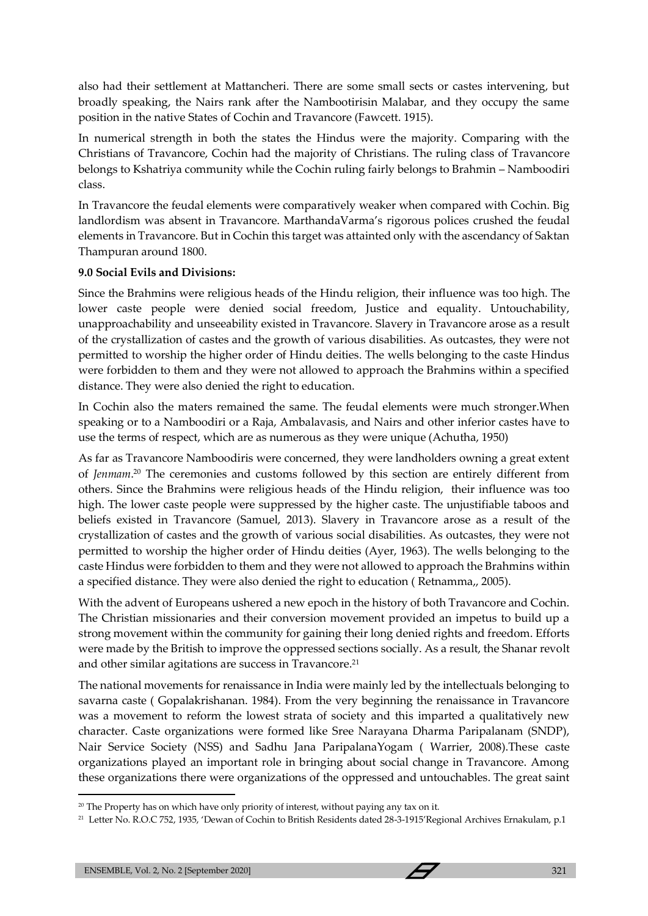also had their settlement at Mattancheri. There are some small sects or castes intervening, but broadly speaking, the Nairs rank after the Nambootirisin Malabar, and they occupy the same position in the native States of Cochin and Travancore (Fawcett. 1915).

In numerical strength in both the states the Hindus were the majority. Comparing with the Christians of Travancore, Cochin had the majority of Christians. The ruling class of Travancore belongs to Kshatriya community while the Cochin ruling fairly belongs to Brahmin – Namboodiri class.

In Travancore the feudal elements were comparatively weaker when compared with Cochin. Big landlordism was absent in Travancore. MarthandaVarma's rigorous polices crushed the feudal elements in Travancore. But in Cochin this target was attainted only with the ascendancy of Saktan Thampuran around 1800.

**9.0 Social Evils and Divisions:**

Since the Brahmins were religious heads of the Hindu religion, their influence was too high. The lower caste people were denied social freedom, Justice and equality. Untouchability, unapproachability and unseeability existed in Travancore. Slavery in Travancore arose as a result of the crystallization of castes and the growth of various disabilities. As outcastes, they were not permitted to worship the higher order of Hindu deities. The wells belonging to the caste Hindus were forbidden to them and they were not allowed to approach the Brahmins within a specified distance. They were also denied the right to education.

In Cochin also the maters remained the same. The feudal elements were much stronger.When speaking or to a Namboodiri or a Raja, Ambalavasis, and Nairs and other inferior castes have to use the terms of respect, which are as numerous as they were unique (Achutha, 1950)

As far as Travancore Namboodiris were concerned, they were landholders owning a great extent of *Jenmam*.[20] The ceremonies and customs followed by this section are entirely different from others. Since the Brahmins were religious heads of the Hindu religion, their influence was too high. The lower caste people were suppressed by the higher caste. The unjustifiable taboos and beliefs existed in Travancore (Samuel, 2013). Slavery in Travancore arose as a result of the crystallization of castes and the growth of various social disabilities. As outcastes, they were not permitted to worship the higher order of Hindu deities (Ayer, 1963). The wells belonging to the caste Hindus were forbidden to them and they were not allowed to approach the Brahmins within a specified distance. They were also denied the right to education ( Retnamma,, 2005).

With the advent of Europeans ushered a new epoch in the history of both Travancore and Cochin. The Christian missionaries and their conversion movement provided an impetus to build up a strong movement within the community for gaining their long denied rights and freedom. Efforts were made by the British to improve the oppressed sections socially. As a result, the Shanar revolt and other similar agitations are success in Travancore.[21]

The national movements for renaissance in India were mainly led by the intellectuals belonging to savarna caste ( Gopalakrishanan. 1984). From the very beginning the renaissance in Travancore was a movement to reform the lowest strata of society and this imparted a qualitatively new character. Caste organizations were formed like Sree Narayana Dharma Paripalanam (SNDP), Nair Service Society (NSS) and Sadhu Jana ParipalanaYogam ( Warrier, 2008).These caste organizations played an important role in bringing about social change in Travancore. Among these organizations there were organizations of the oppressed and untouchables. The great saint

---

[20] The Property has on which have only priority of interest, without paying any tax on it.

[21] Letter No. R.O.C 752, 1935, 'Dewan of Cochin to British Residents dated 28-3-1915'Regional Archives Ernakulam, p.1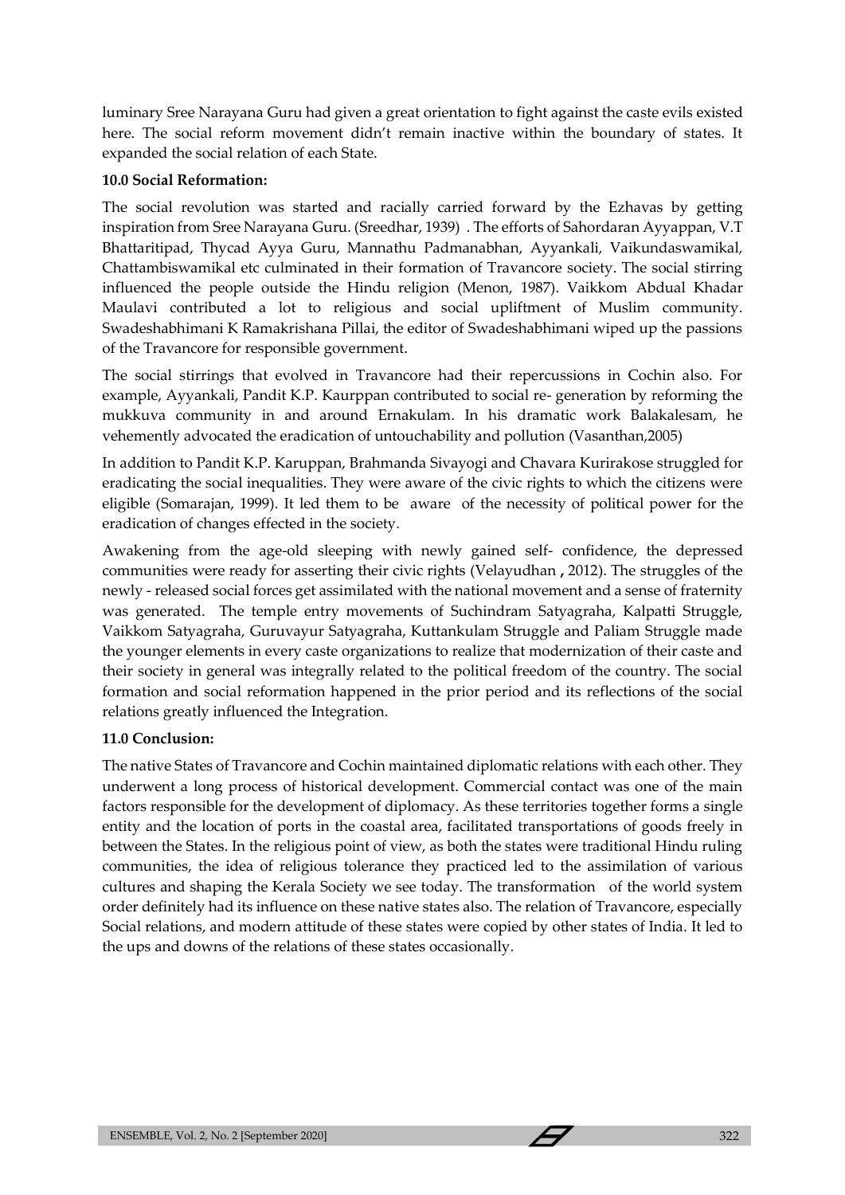luminary Sree Narayana Guru had given a great orientation to fight against the caste evils existed here. The social reform movement didn't remain inactive within the boundary of states. It expanded the social relation of each State.

**10.0 Social Reformation:**

The social revolution was started and racially carried forward by the Ezhavas by getting inspiration from Sree Narayana Guru. (Sreedhar, 1939) . The efforts of Sahordaran Ayyappan, V.T Bhattaritipad, Thycad Ayya Guru, Mannathu Padmanabhan, Ayyankali, Vaikundaswamikal, Chattambiswamikal etc culminated in their formation of Travancore society. The social stirring influenced the people outside the Hindu religion (Menon, 1987). Vaikkom Abdual Khadar Maulavi contributed a lot to religious and social upliftment of Muslim community. Swadeshabhimani K Ramakrishana Pillai, the editor of Swadeshabhimani wiped up the passions of the Travancore for responsible government.

The social stirrings that evolved in Travancore had their repercussions in Cochin also. For example, Ayyankali, Pandit K.P. Kaurppan contributed to social re- generation by reforming the mukkuva community in and around Ernakulam. In his dramatic work Balakalesam, he vehemently advocated the eradication of untouchability and pollution (Vasanthan,2005)

In addition to Pandit K.P. Karuppan, Brahmanda Sivayogi and Chavara Kurirakose struggled for eradicating the social inequalities. They were aware of the civic rights to which the citizens were eligible (Somarajan, 1999). It led them to be aware of the necessity of political power for the eradication of changes effected in the society.

Awakening from the age-old sleeping with newly gained self- confidence, the depressed communities were ready for asserting their civic rights (Velayudhan **,** 2012). The struggles of the newly - released social forces get assimilated with the national movement and a sense of fraternity was generated. The temple entry movements of Suchindram Satyagraha, Kalpatti Struggle, Vaikkom Satyagraha, Guruvayur Satyagraha, Kuttankulam Struggle and Paliam Struggle made the younger elements in every caste organizations to realize that modernization of their caste and their society in general was integrally related to the political freedom of the country. The social formation and social reformation happened in the prior period and its reflections of the social relations greatly influenced the Integration.

**11.0 Conclusion:**

The native States of Travancore and Cochin maintained diplomatic relations with each other. They underwent a long process of historical development. Commercial contact was one of the main factors responsible for the development of diplomacy. As these territories together forms a single entity and the location of ports in the coastal area, facilitated transportations of goods freely in between the States. In the religious point of view, as both the states were traditional Hindu ruling communities, the idea of religious tolerance they practiced led to the assimilation of various cultures and shaping the Kerala Society we see today. The transformation of the world system order definitely had its influence on these native states also. The relation of Travancore, especially Social relations, and modern attitude of these states were copied by other states of India. It led to the ups and downs of the relations of these states occasionally.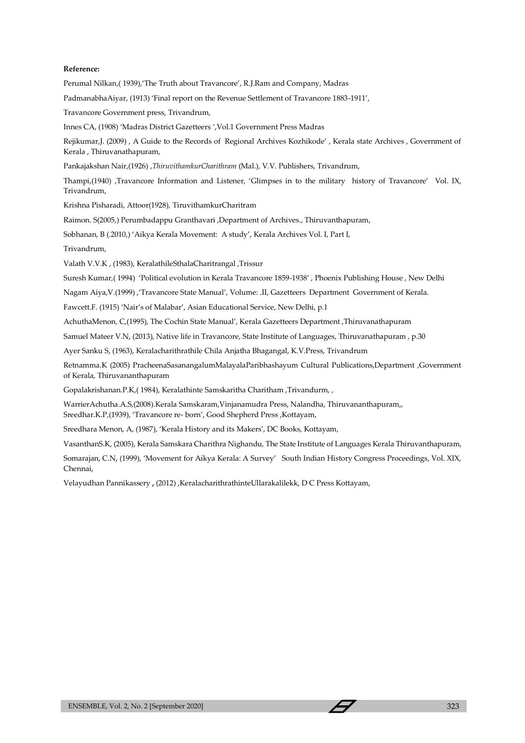**Reference:**

Perumal Nilkan,( 1939),'The Truth about Travancore', R.J.Ram and Company, Madras

PadmanabhaAiyar, (1913) 'Final report on the Revenue Settlement of Travancore 1883-1911',

Travancore Government press, Trivandrum,

Innes CA, (1908) 'Madras District Gazetteers ',Vol.1 Government Press Madras

Rejikumar,J. (2009) , A Guide to the Records of Regional Archives Kozhikode' , Kerala state Archives , Government of Kerala , Thiruvanathapuram,

Pankajakshan Nair,(1926) ,*ThiruvithamkurCharithram* (Mal.), V.V. Publishers, Trivandrum,

Thampi,(1940) ,Travancore Information and Listener, 'Glimpses in to the military history of Travancore' Vol. IX, Trivandrum,

Krishna Pisharadi, Attoor(1928), TiruvithamkurCharitram

Raimon. S(2005,) Perumbadappu Granthavari ,Department of Archives., Thiruvanthapuram,

Sobhanan, B (.2010,) 'Aikya Kerala Movement: A study', Kerala Archives Vol. I, Part I,

Trivandrum,

Valath V.V.K , (1983), KeralathileSthalaCharitrangal ,Trissur

Suresh Kumar,( 1994) 'Political evolution in Kerala Travancore 1859-1938' , Phoenix Publishing House , New Delhi

Nagam Aiya,V.(1999) ,'Travancore State Manual', Volume: .II, Gazetteers Department Government of Kerala.

Fawcett.F. (1915) 'Nair's of Malabar', Asian Educational Service, New Delhi, p.1

AchuthaMenon, C,(1995), The Cochin State Manual', Kerala Gazetteers Department ,Thiruvanathapuram

Samuel Mateer V.N, (2013), Native life in Travancore, State Institute of Languages, Thiruvanathapuram , p.30

Ayer Sanku S, (1963), Keralacharithrathile Chila Anjatha Bhagangal, K.V.Press, Trivandrum

Retnamma.K (2005) PracheenaSasanangalumMalayalaParibhashayum Cultural Publications,Department ,Government of Kerala, Thiruvananthapuram

Gopalakrishanan.P.K,( 1984), Keralathinte Samskaritha Charitham ,Trivandurm, ,

WarrierAchutha.A.S,(2008).Kerala Samskaram,Vinjanamudra Press, Nalandha, Thiruvananthapuram,,
Sreedhar.K.P,(1939), 'Travancore re- born', Good Shepherd Press ,Kottayam,

Sreedhara Menon, A, (1987), 'Kerala History and its Makers', DC Books, Kottayam,

VasanthanS.K, (2005), Kerala Samskara Charithra Nighandu, The State Institute of Languages Kerala Thiruvanthapuram,

Somarajan, C.N, (1999), 'Movement for Aikya Kerala: A Survey' South Indian History Congress Proceedings, Vol. XIX, Chennai,

Velayudhan Pannikassery **,** (2012) ,KeralacharithrathinteUllarakalilekk, D C Press Kottayam,